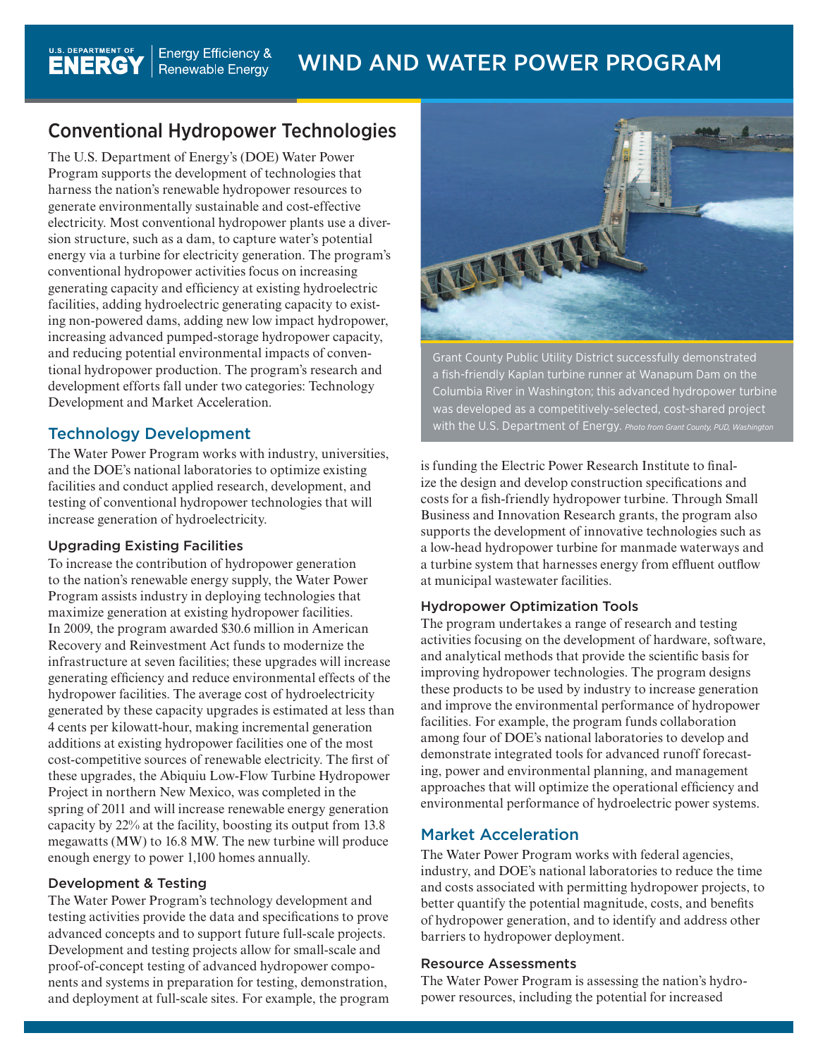# WIND AND WATER POWER PROGRAM

## Conventional Hydropower Technologies

The U.S. Department of Energy's (DOE) Water Power Program supports the development of technologies that harness the nation's renewable hydropower resources to generate environmentally sustainable and cost-effective electricity. Most conventional hydropower plants use a diversion structure, such as a dam, to capture water's potential energy via a turbine for electricity generation. The program's conventional hydropower activities focus on increasing generating capacity and efficiency at existing hydroelectric facilities, adding hydroelectric generating capacity to existing non-powered dams, adding new low impact hydropower, increasing advanced pumped-storage hydropower capacity, and reducing potential environmental impacts of conventional hydropower production. The program's research and development efforts fall under two categories: Technology Development and Market Acceleration.

### Technology Development

The Water Power Program works with industry, universities, and the DOE's national laboratories to optimize existing facilities and conduct applied research, development, and testing of conventional hydropower technologies that will increase generation of hydroelectricity.

#### Upgrading Existing Facilities

To increase the contribution of hydropower generation to the nation's renewable energy supply, the Water Power Program assists industry in deploying technologies that maximize generation at existing hydropower facilities. In 2009, the program awarded $30.6 million in American Recovery and Reinvestment Act funds to modernize the infrastructure at seven facilities; these upgrades will increase generating efficiency and reduce environmental effects of the hydropower facilities. The average cost of hydroelectricity generated by these capacity upgrades is estimated at less than 4 cents per kilowatt-hour, making incremental generation additions at existing hydropower facilities one of the most cost-competitive sources of renewable electricity. The first of these upgrades, the Abiquiu Low-Flow Turbine Hydropower Project in northern New Mexico, was completed in the spring of 2011 and will increase renewable energy generation capacity by 22% at the facility, boosting its output from 13.8 megawatts (MW) to 16.8 MW. The new turbine will produce enough energy to power 1,100 homes annually.

#### Development & Testing

The Water Power Program's technology development and testing activities provide the data and specifications to prove advanced concepts and to support future full-scale projects. Development and testing projects allow for small-scale and proof-of-concept testing of advanced hydropower components and systems in preparation for testing, demonstration, and deployment at full-scale sites. For example, the program is funding the Electric Power Research Institute to finalize the design and develop construction specifications and costs for a fish-friendly hydropower turbine. Through Small Business and Innovation Research grants, the program also supports the development of innovative technologies such as a low-head hydropower turbine for manmade waterways and a turbine system that harnesses energy from effluent outflow at municipal wastewater facilities.

Grant County Public Utility District successfully demonstrated a fish-friendly Kaplan turbine runner at Wanapum Dam on the Columbia River in Washington; this advanced hydropower turbine was developed as a competitively-selected, cost-shared project with the U.S. Department of Energy. *Photo from Grant County, PUD, Washington*

#### Hydropower Optimization Tools

The program undertakes a range of research and testing activities focusing on the development of hardware, software, and analytical methods that provide the scientific basis for improving hydropower technologies. The program designs these products to be used by industry to increase generation and improve the environmental performance of hydropower facilities. For example, the program funds collaboration among four of DOE's national laboratories to develop and demonstrate integrated tools for advanced runoff forecasting, power and environmental planning, and management approaches that will optimize the operational efficiency and environmental performance of hydroelectric power systems.

### Market Acceleration

The Water Power Program works with federal agencies, industry, and DOE's national laboratories to reduce the time and costs associated with permitting hydropower projects, to better quantify the potential magnitude, costs, and benefits of hydropower generation, and to identify and address other barriers to hydropower deployment.

#### Resource Assessments

The Water Power Program is assessing the nation's hydropower resources, including the potential for increased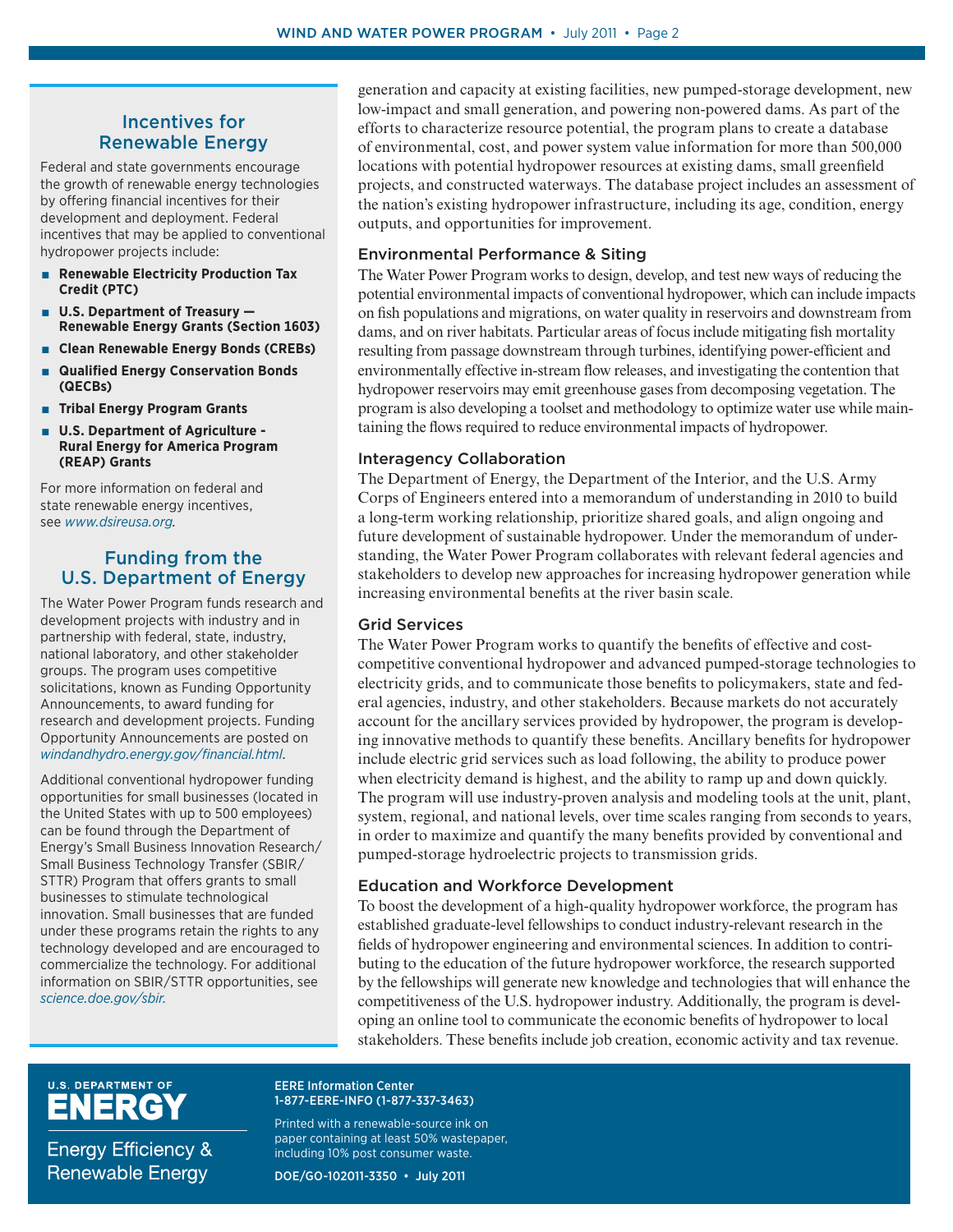## Incentives for Renewable Energy

Federal and state governments encourage the growth of renewable energy technologies by offering financial incentives for their development and deployment. Federal incentives that may be applied to conventional hydropower projects include:

- **Renewable Electricity Production Tax Credit (PTC)**
- **U.S. Department of Treasury — Renewable Energy Grants (Section 1603)**
- **Clean Renewable Energy Bonds (CREBs)**
- **Qualified Energy Conservation Bonds (QECBs)**
- **Tribal Energy Program Grants**
- **U.S. Department of Agriculture - Rural Energy for America Program (REAP) Grants**

For more information on federal and state renewable energy incentives, see *www.dsireusa.org*.

## Funding from the U.S. Department of Energy

The Water Power Program funds research and development projects with industry and in partnership with federal, state, industry, national laboratory, and other stakeholder groups. The program uses competitive solicitations, known as Funding Opportunity Announcements, to award funding for research and development projects. Funding Opportunity Announcements are posted on *windandhydro.energy.gov/financial.html*.

Additional conventional hydropower funding opportunities for small businesses (located in the United States with up to 500 employees) can be found through the Department of Energy's Small Business Innovation Research/Small Business Technology Transfer (SBIR/STTR) Program that offers grants to small businesses to stimulate technological innovation. Small businesses that are funded under these programs retain the rights to any technology developed and are encouraged to commercialize the technology. For additional information on SBIR/STTR opportunities, see *science.doe.gov/sbir*.

generation and capacity at existing facilities, new pumped-storage development, new low-impact and small generation, and powering non-powered dams. As part of the efforts to characterize resource potential, the program plans to create a database of environmental, cost, and power system value information for more than 500,000 locations with potential hydropower resources at existing dams, small greenfield projects, and constructed waterways. The database project includes an assessment of the nation's existing hydropower infrastructure, including its age, condition, energy outputs, and opportunities for improvement.

### Environmental Performance & Siting

The Water Power Program works to design, develop, and test new ways of reducing the potential environmental impacts of conventional hydropower, which can include impacts on fish populations and migrations, on water quality in reservoirs and downstream from dams, and on river habitats. Particular areas of focus include mitigating fish mortality resulting from passage downstream through turbines, identifying power-efficient and environmentally effective in-stream flow releases, and investigating the contention that hydropower reservoirs may emit greenhouse gases from decomposing vegetation. The program is also developing a toolset and methodology to optimize water use while maintaining the flows required to reduce environmental impacts of hydropower.

### Interagency Collaboration

The Department of Energy, the Department of the Interior, and the U.S. Army Corps of Engineers entered into a memorandum of understanding in 2010 to build a long-term working relationship, prioritize shared goals, and align ongoing and future development of sustainable hydropower. Under the memorandum of understanding, the Water Power Program collaborates with relevant federal agencies and stakeholders to develop new approaches for increasing hydropower generation while increasing environmental benefits at the river basin scale.

### Grid Services

The Water Power Program works to quantify the benefits of effective and cost-competitive conventional hydropower and advanced pumped-storage technologies to electricity grids, and to communicate those benefits to policymakers, state and federal agencies, industry, and other stakeholders. Because markets do not accurately account for the ancillary services provided by hydropower, the program is developing innovative methods to quantify these benefits. Ancillary benefits for hydropower include electric grid services such as load following, the ability to produce power when electricity demand is highest, and the ability to ramp up and down quickly. The program will use industry-proven analysis and modeling tools at the unit, plant, system, regional, and national levels, over time scales ranging from seconds to years, in order to maximize and quantify the many benefits provided by conventional and pumped-storage hydroelectric projects to transmission grids.

### Education and Workforce Development

To boost the development of a high-quality hydropower workforce, the program has established graduate-level fellowships to conduct industry-relevant research in the fields of hydropower engineering and environmental sciences. In addition to contributing to the education of the future hydropower workforce, the research supported by the fellowships will generate new knowledge and technologies that will enhance the competitiveness of the U.S. hydropower industry. Additionally, the program is developing an online tool to communicate the economic benefits of hydropower to local stakeholders. These benefits include job creation, economic activity and tax revenue.

U.S. DEPARTMENT OF ENERGY

Energy Efficiency & Renewable Energy

**EERE Information Center**
**1-877-EERE-INFO (1-877-337-3463)**

Printed with a renewable-source ink on paper containing at least 50% wastepaper, including 10% post consumer waste.

DOE/GO-102011-3350 • July 2011